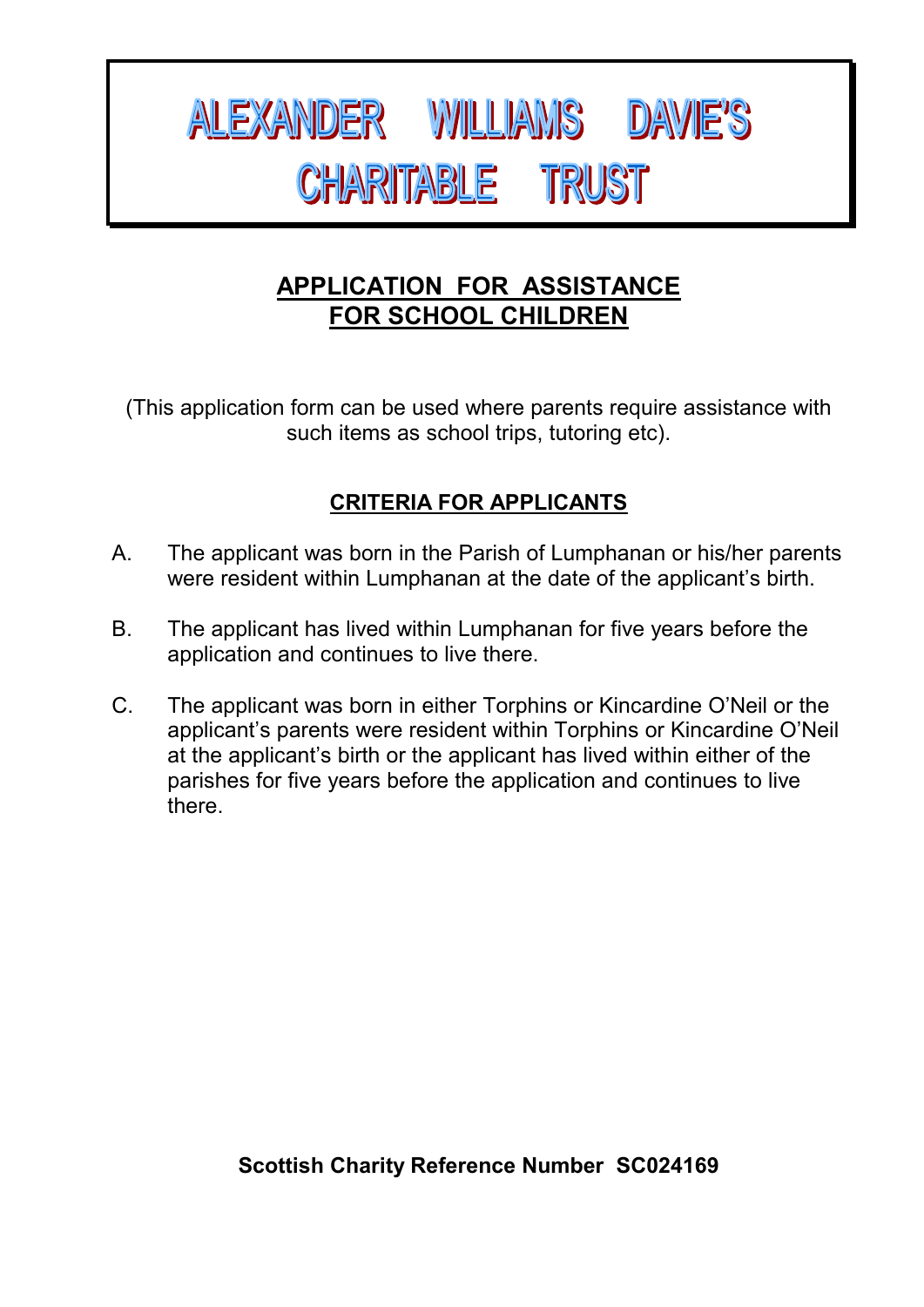# ALEXANDER WILLIAMS DAVIE'S CHARITABLE TRUST

## APPLICATION FOR ASSISTANCE FOR SCHOOL CHILDREN

(This application form can be used where parents require assistance with such items as school trips, tutoring etc).

### CRITERIA FOR APPLICANTS

A. The applicant was born in the Parish of Lumphanan or his/her parents were resident within Lumphanan at the date of the applicant's birth.

B. The applicant has lived within Lumphanan for five years before the application and continues to live there.

C. The applicant was born in either Torphins or Kincardine O'Neil or the applicant's parents were resident within Torphins or Kincardine O'Neil at the applicant's birth or the applicant has lived within either of the parishes for five years before the application and continues to live there.

**Scottish Charity Reference Number SC024169**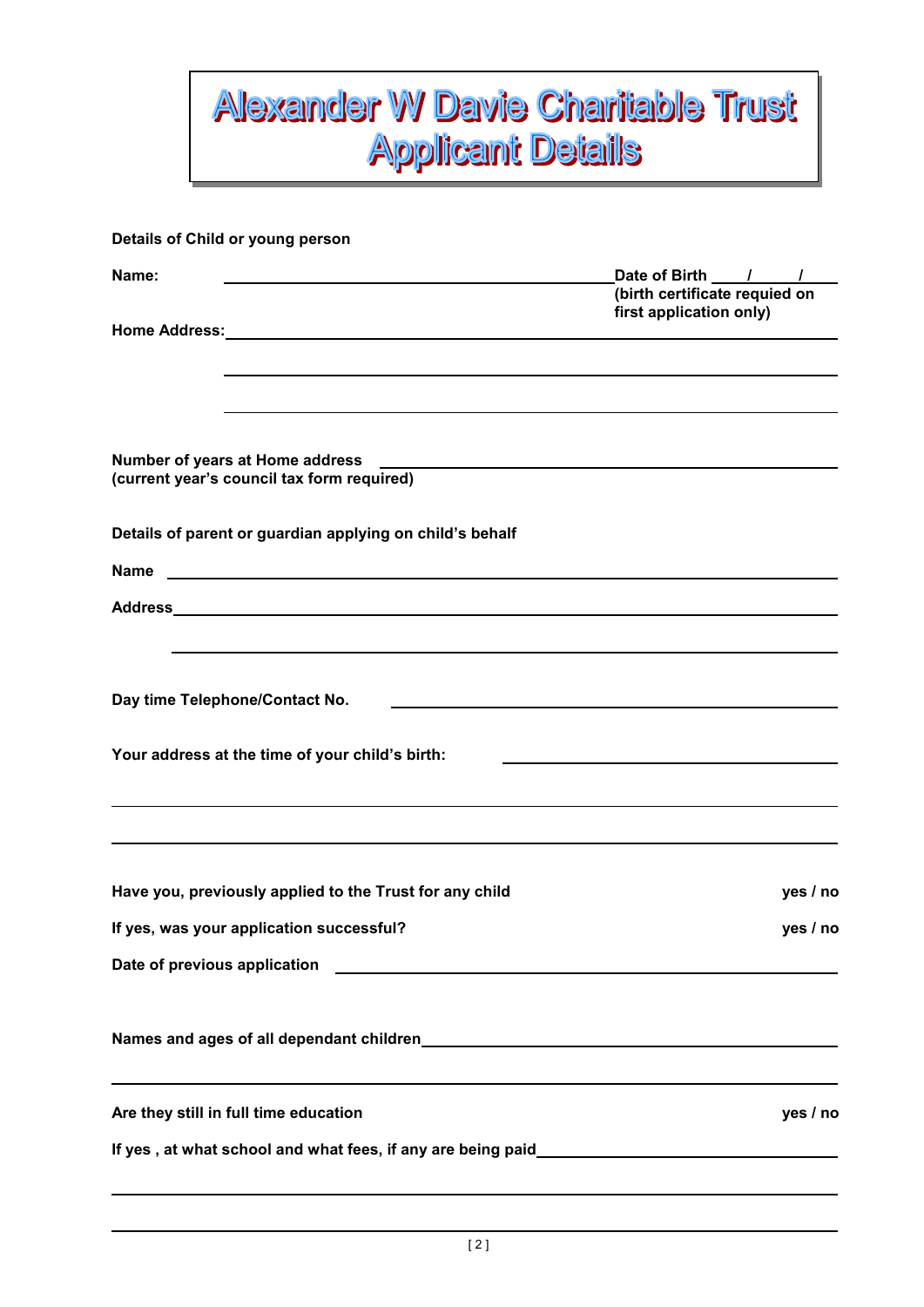# Alexander W Davie Charitable Trust
# Applicant Details

**Details of Child or young person**

**Name:** ______________________________ **Date of Birth** \_\_\_\_/\_\_\_\_/\_\_\_\_
**(birth certificate requied on first application only)**

**Home Address:** ______________________________

______________________________

______________________________

**Number of years at Home address** ______________________________
**(current year's council tax form required)**

**Details of parent or guardian applying on child's behalf**

**Name** ______________________________

**Address** ______________________________

______________________________

**Day time Telephone/Contact No.** ______________________________

**Your address at the time of your child's birth:** ______________________________

______________________________

______________________________

**Have you, previously applied to the Trust for any child** **yes / no**

**If yes, was your application successful?** **yes / no**

**Date of previous application** ______________________________

**Names and ages of all dependant children** ______________________________

______________________________

**Are they still in full time education** **yes / no**

**If yes , at what school and what fees, if any are being paid** ______________________________

______________________________

______________________________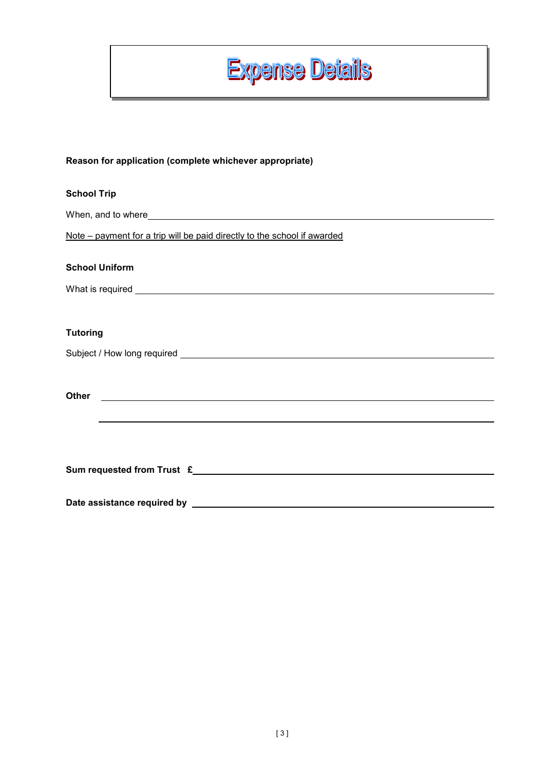# Expense Details

**Reason for application (complete whichever appropriate)**

**School Trip**

When, and to where \_\_\_\_\_\_\_\_\_\_\_\_\_\_\_\_\_\_\_\_\_\_\_\_\_\_\_\_\_\_\_\_\_\_\_\_\_\_\_\_

<u>Note – payment for a trip will be paid directly to the school if awarded</u>

**School Uniform**

What is required \_\_\_\_\_\_\_\_\_\_\_\_\_\_\_\_\_\_\_\_\_\_\_\_\_\_\_\_\_\_\_\_\_\_\_\_\_\_\_\_

**Tutoring**

Subject / How long required \_\_\_\_\_\_\_\_\_\_\_\_\_\_\_\_\_\_\_\_\_\_\_\_\_\_\_\_\_\_\_\_\_\_\_\_\_\_\_\_

**Other** \_\_\_\_\_\_\_\_\_\_\_\_\_\_\_\_\_\_\_\_\_\_\_\_\_\_\_\_\_\_\_\_\_\_\_\_\_\_\_\_

\_\_\_\_\_\_\_\_\_\_\_\_\_\_\_\_\_\_\_\_\_\_\_\_\_\_\_\_\_\_\_\_\_\_\_\_\_\_\_\_

**Sum requested from Trust £** \_\_\_\_\_\_\_\_\_\_\_\_\_\_\_\_\_\_\_\_\_\_\_\_\_\_\_\_\_\_\_\_\_\_\_\_\_\_\_\_

**Date assistance required by** \_\_\_\_\_\_\_\_\_\_\_\_\_\_\_\_\_\_\_\_\_\_\_\_\_\_\_\_\_\_\_\_\_\_\_\_\_\_\_\_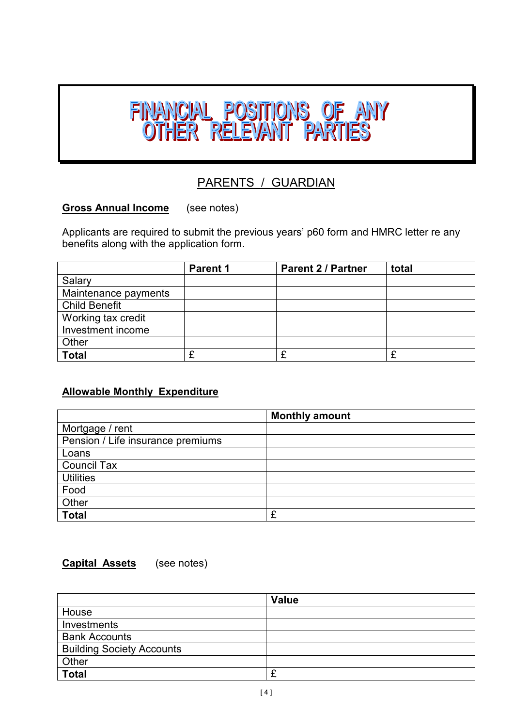# FINANCIAL POSITIONS OF ANY OTHER RELEVANT PARTIES

## PARENTS / GUARDIAN

**Gross Annual Income** (see notes)

Applicants are required to submit the previous years' p60 form and HMRC letter re any benefits along with the application form.

| | **Parent 1** | **Parent 2 / Partner** | **total** |
|---|---|---|---|
| Salary | | | |
| Maintenance payments | | | |
| Child Benefit | | | |
| Working tax credit | | | |
| Investment income | | | |
| Other | | | |
| **Total** | £ | £ | £ |

**Allowable Monthly Expenditure**

| | **Monthly amount** |
|---|---|
| Mortgage / rent | |
| Pension / Life insurance premiums | |
| Loans | |
| Council Tax | |
| Utilities | |
| Food | |
| Other | |
| **Total** | £ |

**Capital Assets** (see notes)

| | **Value** |
|---|---|
| House | |
| Investments | |
| Bank Accounts | |
| Building Society Accounts | |
| Other | |
| **Total** | £ |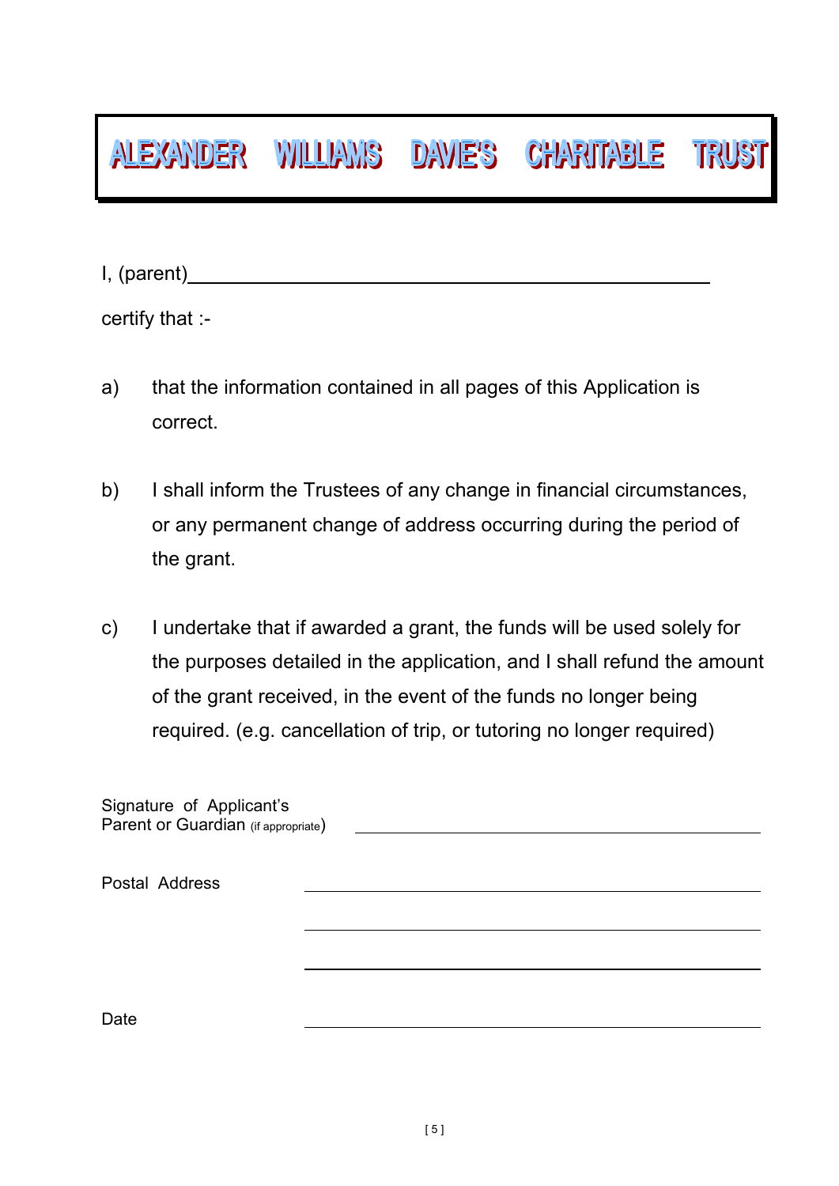# ALEXANDER WILLIAMS DAVIE'S CHARITABLE TRUST

I, (parent)\_\_\_\_\_\_\_\_\_\_\_\_\_\_\_\_\_\_\_\_\_\_\_\_\_\_\_\_\_\_\_\_\_\_\_\_\_\_\_\_\_\_\_\_

certify that :-

a) that the information contained in all pages of this Application is correct.

b) I shall inform the Trustees of any change in financial circumstances, or any permanent change of address occurring during the period of the grant.

c) I undertake that if awarded a grant, the funds will be used solely for the purposes detailed in the application, and I shall refund the amount of the grant received, in the event of the funds no longer being required. (e.g. cancellation of trip, or tutoring no longer required)

Signature of Applicant's Parent or Guardian (if appropriate) \_\_\_\_\_\_\_\_\_\_\_\_\_\_\_\_\_\_\_\_\_\_\_\_\_\_\_\_\_\_\_\_\_\_\_\_

Postal Address \_\_\_\_\_\_\_\_\_\_\_\_\_\_\_\_\_\_\_\_\_\_\_\_\_\_\_\_\_\_\_\_\_\_\_\_\_\_\_\_

\_\_\_\_\_\_\_\_\_\_\_\_\_\_\_\_\_\_\_\_\_\_\_\_\_\_\_\_\_\_\_\_\_\_\_\_\_\_\_\_

\_\_\_\_\_\_\_\_\_\_\_\_\_\_\_\_\_\_\_\_\_\_\_\_\_\_\_\_\_\_\_\_\_\_\_\_\_\_\_\_

Date \_\_\_\_\_\_\_\_\_\_\_\_\_\_\_\_\_\_\_\_\_\_\_\_\_\_\_\_\_\_\_\_\_\_\_\_\_\_\_\_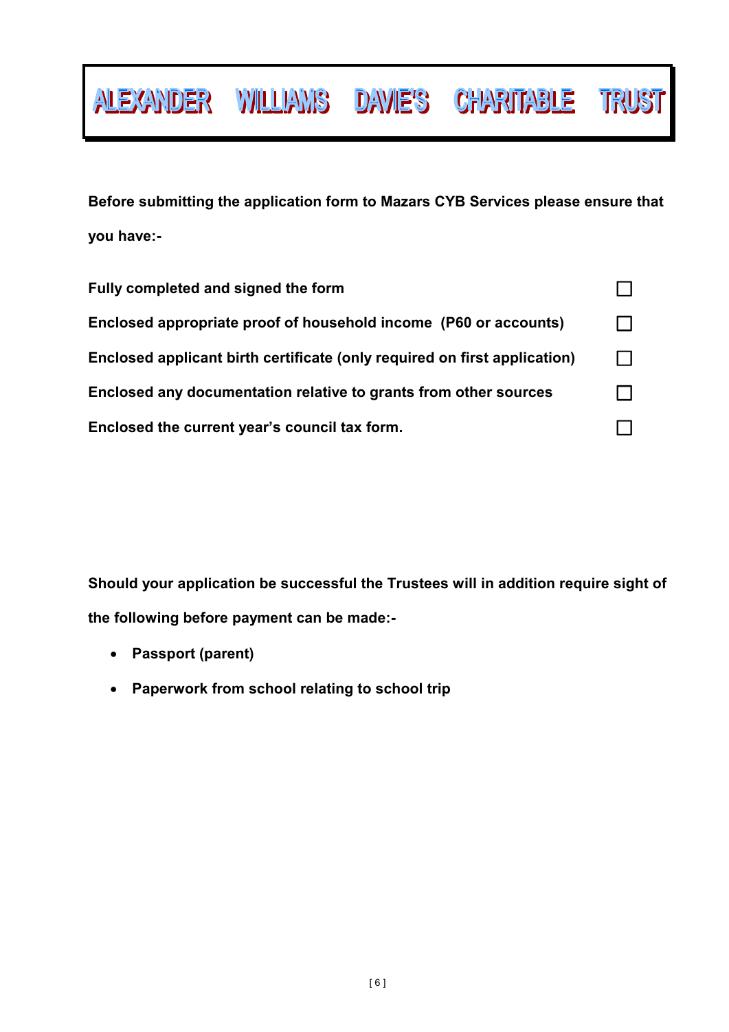# ALEXANDER WILLIAMS DAVIE'S CHARITABLE TRUST

**Before submitting the application form to Mazars CYB Services please ensure that you have:-**

| | |
|---|---|
| **Fully completed and signed the form** | ☐ |
| **Enclosed appropriate proof of household income (P60 or accounts)** | ☐ |
| **Enclosed applicant birth certificate (only required on first application)** | ☐ |
| **Enclosed any documentation relative to grants from other sources** | ☐ |
| **Enclosed the current year's council tax form.** | ☐ |

**Should your application be successful the Trustees will in addition require sight of the following before payment can be made:-**

- **Passport (parent)**
- **Paperwork from school relating to school trip**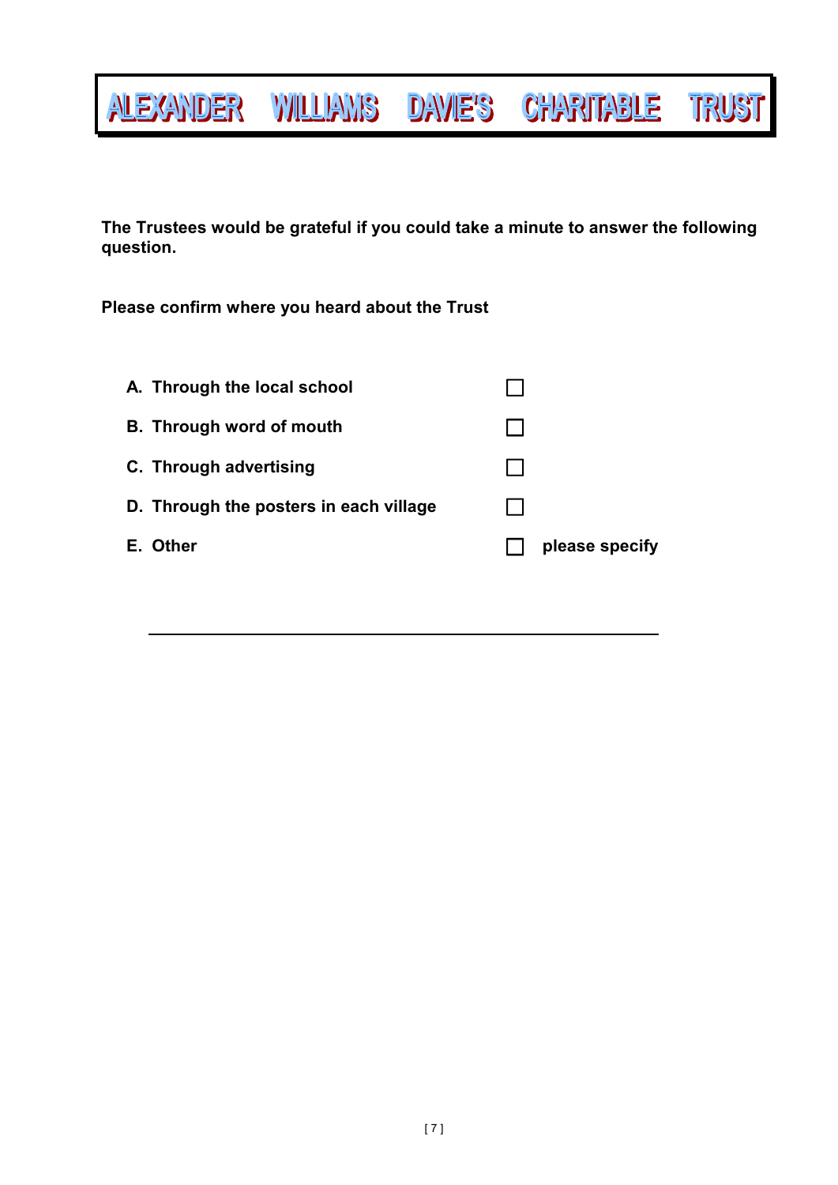# ALEXANDER WILLIAMS DAVIE'S CHARITABLE TRUST

**The Trustees would be grateful if you could take a minute to answer the following question.**

**Please confirm where you heard about the Trust**

- **A. Through the local school** ☐
- **B. Through word of mouth** ☐
- **C. Through advertising** ☐
- **D. Through the posters in each village** ☐
- **E. Other** ☐ **please specify**

______________________________________________